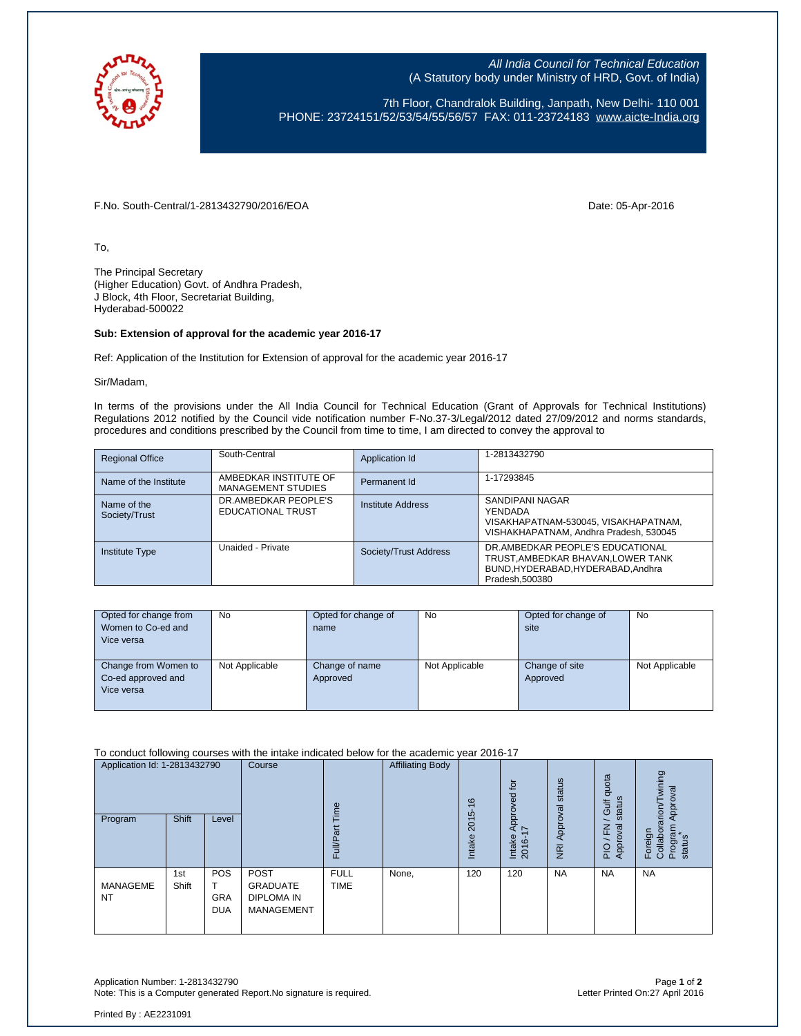*All India Council for Technical Education*
(A Statutory body under Ministry of HRD, Govt. of India)

7th Floor, Chandralok Building, Janpath, New Delhi- 110 001
PHONE: 23724151/52/53/54/55/56/57 FAX: 011-23724183 www.aicte-India.org

F.No. South-Central/1-2813432790/2016/EOA

Date: 05-Apr-2016

To,

The Principal Secretary
(Higher Education) Govt. of Andhra Pradesh,
J Block, 4th Floor, Secretariat Building,
Hyderabad-500022

**Sub: Extension of approval for the academic year 2016-17**

Ref: Application of the Institution for Extension of approval for the academic year 2016-17

Sir/Madam,

In terms of the provisions under the All India Council for Technical Education (Grant of Approvals for Technical Institutions) Regulations 2012 notified by the Council vide notification number F-No.37-3/Legal/2012 dated 27/09/2012 and norms standards, procedures and conditions prescribed by the Council from time to time, I am directed to convey the approval to

| Regional Office | South-Central | Application Id | 1-2813432790 |
|---|---|---|---|
| Name of the Institute | AMBEDKAR INSTITUTE OF MANAGEMENT STUDIES | Permanent Id | 1-17293845 |
| Name of the Society/Trust | DR.AMBEDKAR PEOPLE'S EDUCATIONAL TRUST | Institute Address | SANDIPANI NAGAR YENDADA VISAKHAPATNAM-530045, VISAKHAPATNAM, VISHAKHAPATNAM, Andhra Pradesh, 530045 |
| Institute Type | Unaided - Private | Society/Trust Address | DR.AMBEDKAR PEOPLE'S EDUCATIONAL TRUST,AMBEDKAR BHAVAN,LOWER TANK BUND,HYDERABAD,HYDERABAD,Andhra Pradesh,500380 |

| Opted for change from Women to Co-ed and Vice versa | No | Opted for change of name | No | Opted for change of site | No |
|---|---|---|---|---|---|
| Change from Women to Co-ed approved and Vice versa | Not Applicable | Change of name Approved | Not Applicable | Change of site Approved | Not Applicable |

To conduct following courses with the intake indicated below for the academic year 2016-17

| Application Id: 1-2813432790 | | | Course | Full/Part Time | Affiliating Body | Intake 2015-16 | Intake Approved for 2016-17 | NRI Approval status | PIO / FN / Gulf quota Approval status | Foreign Collaboration/Twining Program Approval status* |
|---|---|---|---|---|---|---|---|---|---|---|
| Program | Shift | Level | | | | | | | | |
| MANAGEMENT | 1st Shift | POST GRADUATE | POST GRADUATE DIPLOMA IN MANAGEMENT | FULL TIME | None, | 120 | 120 | NA | NA | NA |

Application Number: 1-2813432790
Note: This is a Computer generated Report.No signature is required.

Letter Printed On:27 April 2016

Printed By : AE2231091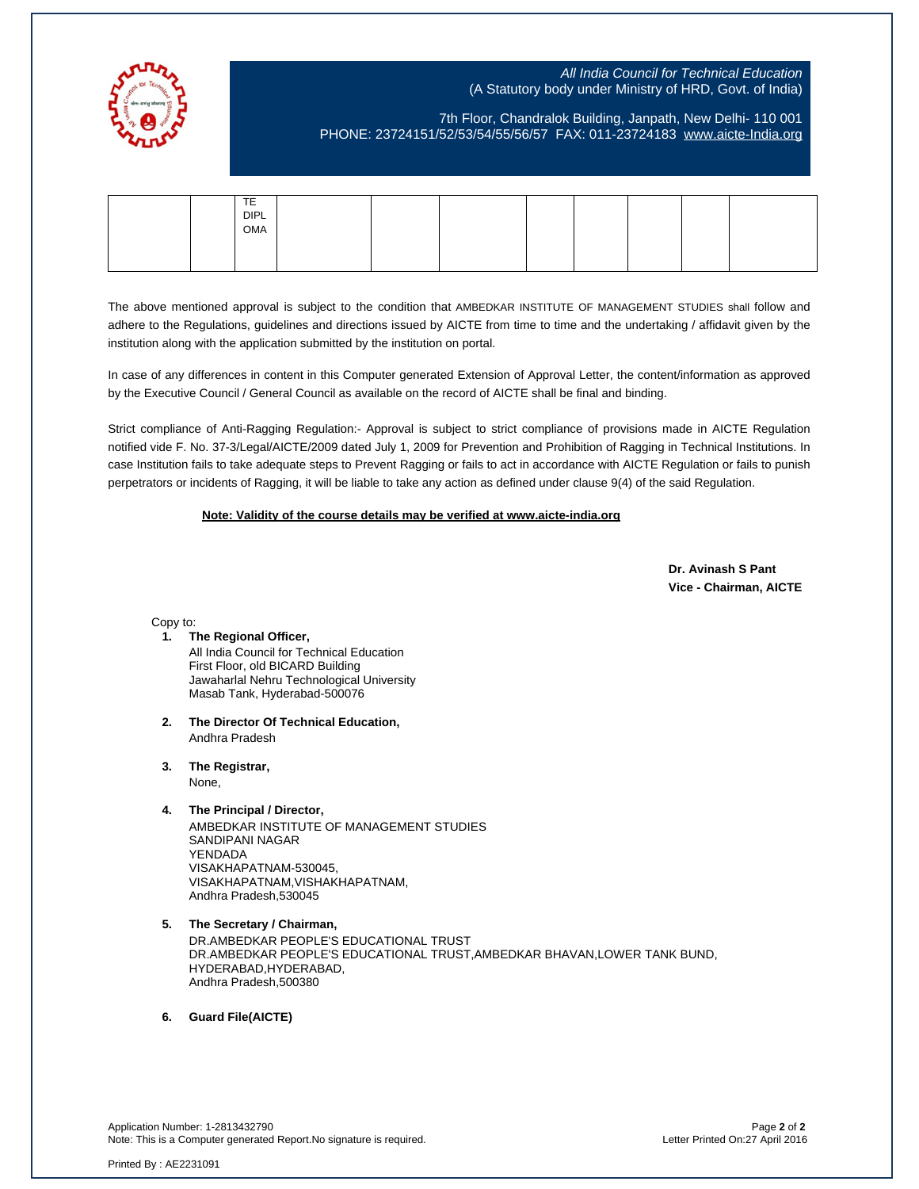All India Council for Technical Education
(A Statutory body under Ministry of HRD, Govt. of India)

7th Floor, Chandralok Building, Janpath, New Delhi- 110 001
PHONE: 23724151/52/53/54/55/56/57 FAX: 011-23724183 www.aicte-India.org

| | | | | | | | | | |
|---|---|---|---|---|---|---|---|---|---|
| | | TE DIPLOMA | | | | | | | |

The above mentioned approval is subject to the condition that AMBEDKAR INSTITUTE OF MANAGEMENT STUDIES shall follow and adhere to the Regulations, guidelines and directions issued by AICTE from time to time and the undertaking / affidavit given by the institution along with the application submitted by the institution on portal.

In case of any differences in content in this Computer generated Extension of Approval Letter, the content/information as approved by the Executive Council / General Council as available on the record of AICTE shall be final and binding.

Strict compliance of Anti-Ragging Regulation:- Approval is subject to strict compliance of provisions made in AICTE Regulation notified vide F. No. 37-3/Legal/AICTE/2009 dated July 1, 2009 for Prevention and Prohibition of Ragging in Technical Institutions. In case Institution fails to take adequate steps to Prevent Ragging or fails to act in accordance with AICTE Regulation or fails to punish perpetrators or incidents of Ragging, it will be liable to take any action as defined under clause 9(4) of the said Regulation.

**Note: Validity of the course details may be verified at www.aicte-india.org**

**Dr. Avinash S Pant**
**Vice - Chairman, AICTE**

Copy to:

1. **The Regional Officer,**
   All India Council for Technical Education
   First Floor, old BICARD Building
   Jawaharlal Nehru Technological University
   Masab Tank, Hyderabad-500076

2. **The Director Of Technical Education,**
   Andhra Pradesh

3. **The Registrar,**
   None,

4. **The Principal / Director,**
   AMBEDKAR INSTITUTE OF MANAGEMENT STUDIES
   SANDIPANI NAGAR
   YENDADA
   VISAKHAPATNAM-530045,
   VISAKHAPATNAM,VISHAKHAPATNAM,
   Andhra Pradesh,530045

5. **The Secretary / Chairman,**
   DR.AMBEDKAR PEOPLE'S EDUCATIONAL TRUST
   DR.AMBEDKAR PEOPLE'S EDUCATIONAL TRUST,AMBEDKAR BHAVAN,LOWER TANK BUND,
   HYDERABAD,HYDERABAD,
   Andhra Pradesh,500380

6. **Guard File(AICTE)**

Application Number: 1-2813432790
Note: This is a Computer generated Report.No signature is required.
Letter Printed On:27 April 2016

Printed By : AE2231091